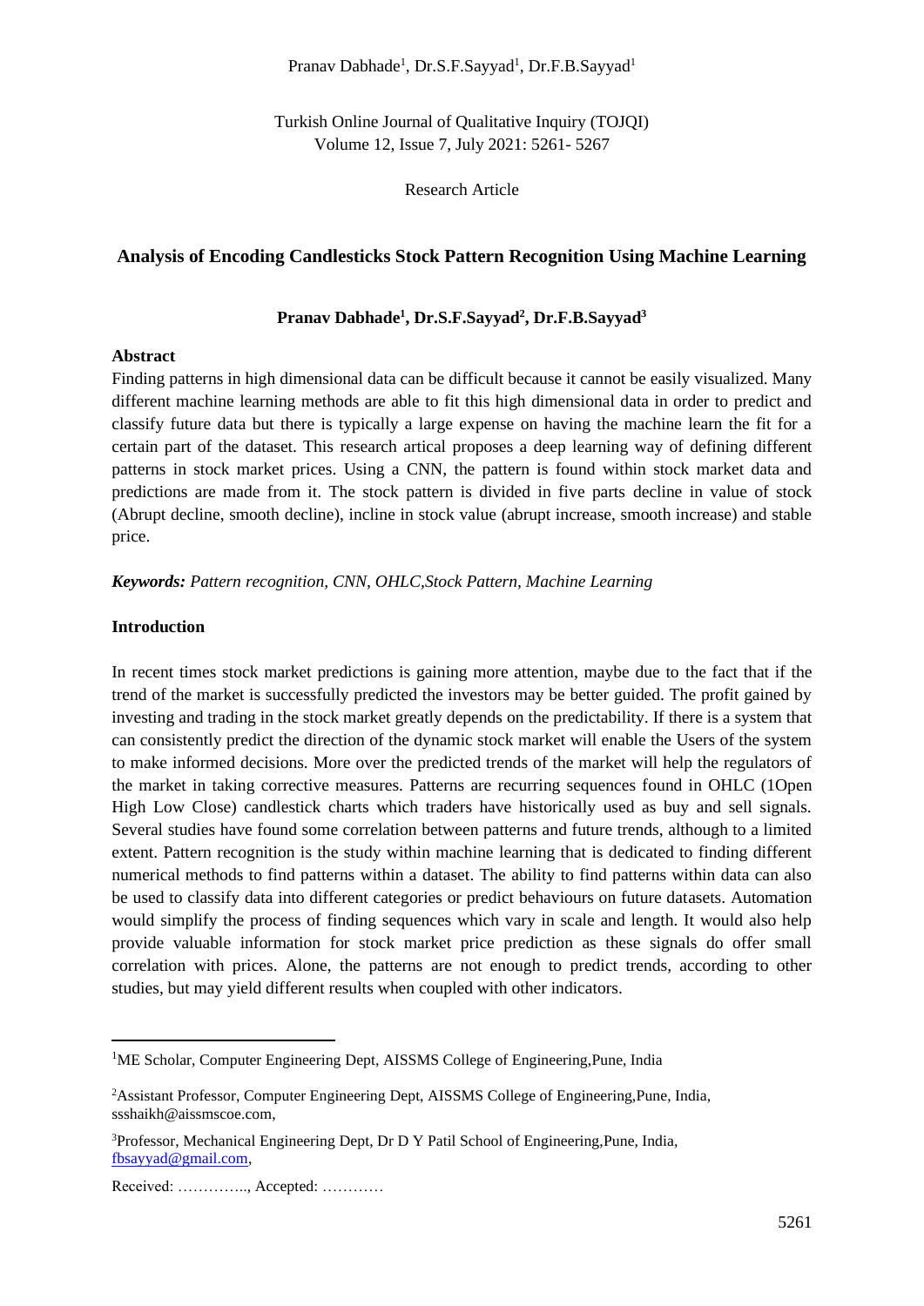## Analysis of Encoding Candlesticks Stock Pattern Recognition Using Machine Learning

**Pranav Dabhade[1], Dr.S.F.Sayyad[2], Dr.F.B.Sayyad[3]**

### Abstract

Finding patterns in high dimensional data can be difficult because it cannot be easily visualized. Many different machine learning methods are able to fit this high dimensional data in order to predict and classify future data but there is typically a large expense on having the machine learn the fit for a certain part of the dataset. This research artical proposes a deep learning way of defining different patterns in stock market prices. Using a CNN, the pattern is found within stock market data and predictions are made from it. The stock pattern is divided in five parts decline in value of stock (Abrupt decline, smooth decline), incline in stock value (abrupt increase, smooth increase) and stable price.

***Keywords:*** *Pattern recognition, CNN, OHLC,Stock Pattern, Machine Learning*

### Introduction

In recent times stock market predictions is gaining more attention, maybe due to the fact that if the trend of the market is successfully predicted the investors may be better guided. The profit gained by investing and trading in the stock market greatly depends on the predictability. If there is a system that can consistently predict the direction of the dynamic stock market will enable the Users of the system to make informed decisions. More over the predicted trends of the market will help the regulators of the market in taking corrective measures. Patterns are recurring sequences found in OHLC (1Open High Low Close) candlestick charts which traders have historically used as buy and sell signals. Several studies have found some correlation between patterns and future trends, although to a limited extent. Pattern recognition is the study within machine learning that is dedicated to finding different numerical methods to find patterns within a dataset. The ability to find patterns within data can also be used to classify data into different categories or predict behaviours on future datasets. Automation would simplify the process of finding sequences which vary in scale and length. It would also help provide valuable information for stock market price prediction as these signals do offer small correlation with prices. Alone, the patterns are not enough to predict trends, according to other studies, but may yield different results when coupled with other indicators.

---

[1]ME Scholar, Computer Engineering Dept, AISSMS College of Engineering,Pune, India

[2]Assistant Professor, Computer Engineering Dept, AISSMS College of Engineering,Pune, India, ssshaikh@aissmscoe.com,

[3]Professor, Mechanical Engineering Dept, Dr D Y Patil School of Engineering,Pune, India, fbsayyad@gmail.com,

Received: ………….., Accepted: …………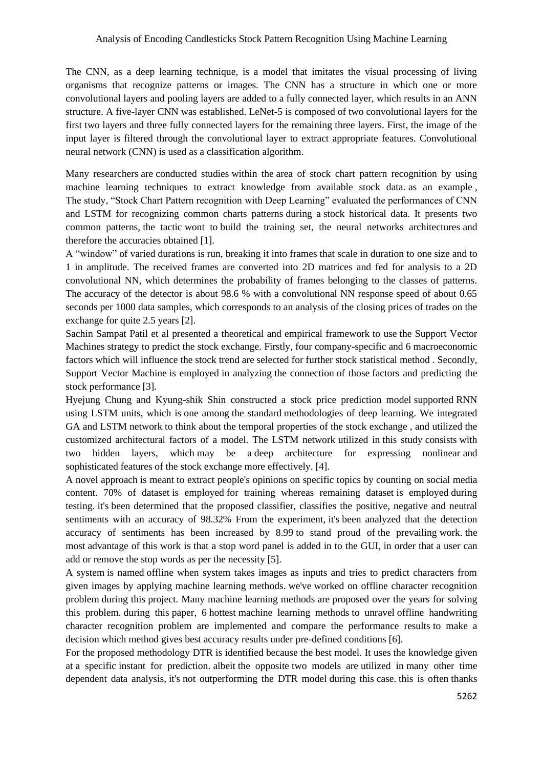The CNN, as a deep learning technique, is a model that imitates the visual processing of living organisms that recognize patterns or images. The CNN has a structure in which one or more convolutional layers and pooling layers are added to a fully connected layer, which results in an ANN structure. A five-layer CNN was established. LeNet-5 is composed of two convolutional layers for the first two layers and three fully connected layers for the remaining three layers. First, the image of the input layer is filtered through the convolutional layer to extract appropriate features. Convolutional neural network (CNN) is used as a classification algorithm.

Many researchers are conducted studies within the area of stock chart pattern recognition by using machine learning techniques to extract knowledge from available stock data. as an example , The study, "Stock Chart Pattern recognition with Deep Learning" evaluated the performances of CNN and LSTM for recognizing common charts patterns during a stock historical data. It presents two common patterns, the tactic wont to build the training set, the neural networks architectures and therefore the accuracies obtained [1].

A "window" of varied durations is run, breaking it into frames that scale in duration to one size and to 1 in amplitude. The received frames are converted into 2D matrices and fed for analysis to a 2D convolutional NN, which determines the probability of frames belonging to the classes of patterns. The accuracy of the detector is about 98.6 % with a convolutional NN response speed of about 0.65 seconds per 1000 data samples, which corresponds to an analysis of the closing prices of trades on the exchange for quite 2.5 years [2].

Sachin Sampat Patil et al presented a theoretical and empirical framework to use the Support Vector Machines strategy to predict the stock exchange. Firstly, four company-specific and 6 macroeconomic factors which will influence the stock trend are selected for further stock statistical method . Secondly, Support Vector Machine is employed in analyzing the connection of those factors and predicting the stock performance [3].

Hyejung Chung and Kyung-shik Shin constructed a stock price prediction model supported RNN using LSTM units, which is one among the standard methodologies of deep learning. We integrated GA and LSTM network to think about the temporal properties of the stock exchange , and utilized the customized architectural factors of a model. The LSTM network utilized in this study consists with two hidden layers, which may be a deep architecture for expressing nonlinear and sophisticated features of the stock exchange more effectively. [4].

A novel approach is meant to extract people's opinions on specific topics by counting on social media content. 70% of dataset is employed for training whereas remaining dataset is employed during testing. it's been determined that the proposed classifier, classifies the positive, negative and neutral sentiments with an accuracy of 98.32% From the experiment, it's been analyzed that the detection accuracy of sentiments has been increased by 8.99 to stand proud of the prevailing work. the most advantage of this work is that a stop word panel is added in to the GUI, in order that a user can add or remove the stop words as per the necessity [5].

A system is named offline when system takes images as inputs and tries to predict characters from given images by applying machine learning methods. we've worked on offline character recognition problem during this project. Many machine learning methods are proposed over the years for solving this problem. during this paper, 6 hottest machine learning methods to unravel offline handwriting character recognition problem are implemented and compare the performance results to make a decision which method gives best accuracy results under pre-defined conditions [6].

For the proposed methodology DTR is identified because the best model. It uses the knowledge given at a specific instant for prediction. albeit the opposite two models are utilized in many other time dependent data analysis, it's not outperforming the DTR model during this case. this is often thanks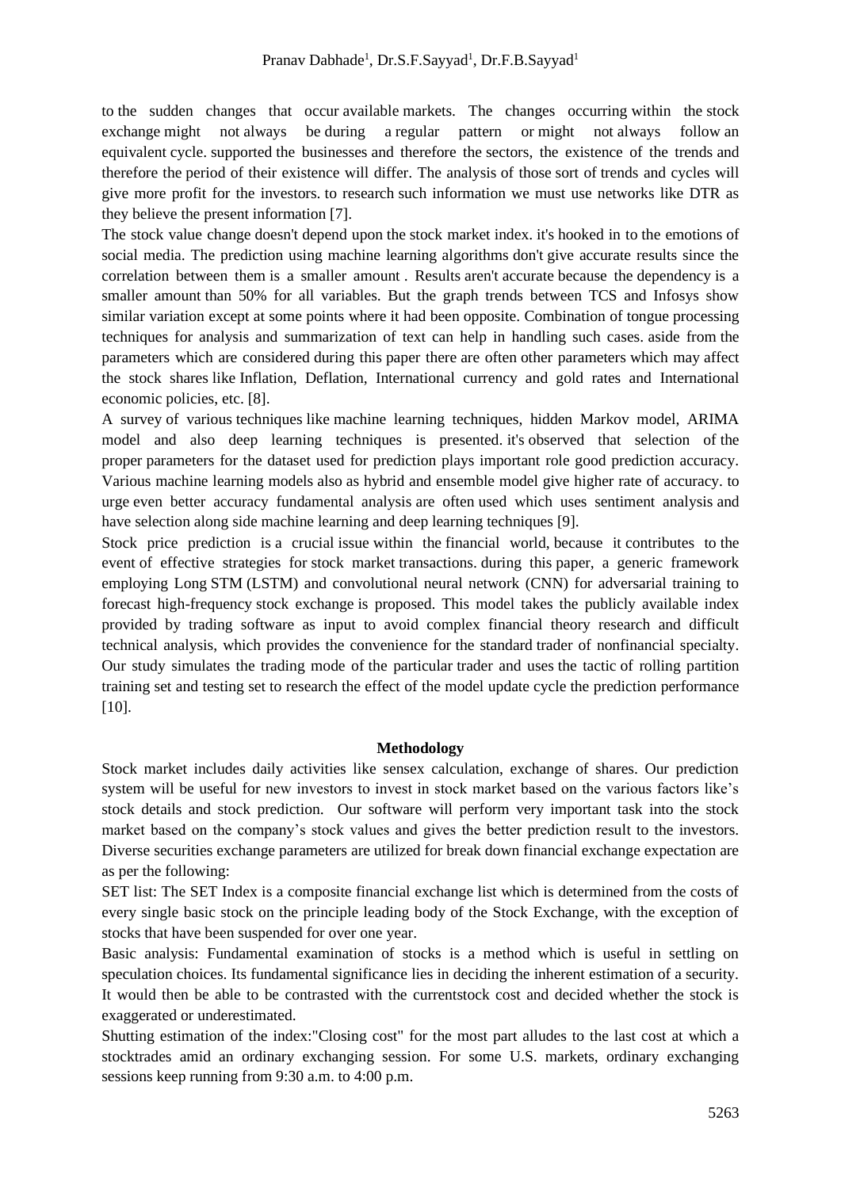to the sudden changes that occur available markets. The changes occurring within the stock exchange might not always be during a regular pattern or might not always follow an equivalent cycle. supported the businesses and therefore the sectors, the existence of the trends and therefore the period of their existence will differ. The analysis of those sort of trends and cycles will give more profit for the investors. to research such information we must use networks like DTR as they believe the present information [7].

The stock value change doesn't depend upon the stock market index. it's hooked in to the emotions of social media. The prediction using machine learning algorithms don't give accurate results since the correlation between them is a smaller amount . Results aren't accurate because the dependency is a smaller amount than 50% for all variables. But the graph trends between TCS and Infosys show similar variation except at some points where it had been opposite. Combination of tongue processing techniques for analysis and summarization of text can help in handling such cases. aside from the parameters which are considered during this paper there are often other parameters which may affect the stock shares like Inflation, Deflation, International currency and gold rates and International economic policies, etc. [8].

A survey of various techniques like machine learning techniques, hidden Markov model, ARIMA model and also deep learning techniques is presented. it's observed that selection of the proper parameters for the dataset used for prediction plays important role good prediction accuracy. Various machine learning models also as hybrid and ensemble model give higher rate of accuracy. to urge even better accuracy fundamental analysis are often used which uses sentiment analysis and have selection along side machine learning and deep learning techniques [9].

Stock price prediction is a crucial issue within the financial world, because it contributes to the event of effective strategies for stock market transactions. during this paper, a generic framework employing Long STM (LSTM) and convolutional neural network (CNN) for adversarial training to forecast high-frequency stock exchange is proposed. This model takes the publicly available index provided by trading software as input to avoid complex financial theory research and difficult technical analysis, which provides the convenience for the standard trader of nonfinancial specialty. Our study simulates the trading mode of the particular trader and uses the tactic of rolling partition training set and testing set to research the effect of the model update cycle the prediction performance [10].

## Methodology

Stock market includes daily activities like sensex calculation, exchange of shares. Our prediction system will be useful for new investors to invest in stock market based on the various factors like's stock details and stock prediction. Our software will perform very important task into the stock market based on the company's stock values and gives the better prediction result to the investors. Diverse securities exchange parameters are utilized for break down financial exchange expectation are as per the following:

SET list: The SET Index is a composite financial exchange list which is determined from the costs of every single basic stock on the principle leading body of the Stock Exchange, with the exception of stocks that have been suspended for over one year.

Basic analysis: Fundamental examination of stocks is a method which is useful in settling on speculation choices. Its fundamental significance lies in deciding the inherent estimation of a security. It would then be able to be contrasted with the currentstock cost and decided whether the stock is exaggerated or underestimated.

Shutting estimation of the index:"Closing cost" for the most part alludes to the last cost at which a stocktrades amid an ordinary exchanging session. For some U.S. markets, ordinary exchanging sessions keep running from 9:30 a.m. to 4:00 p.m.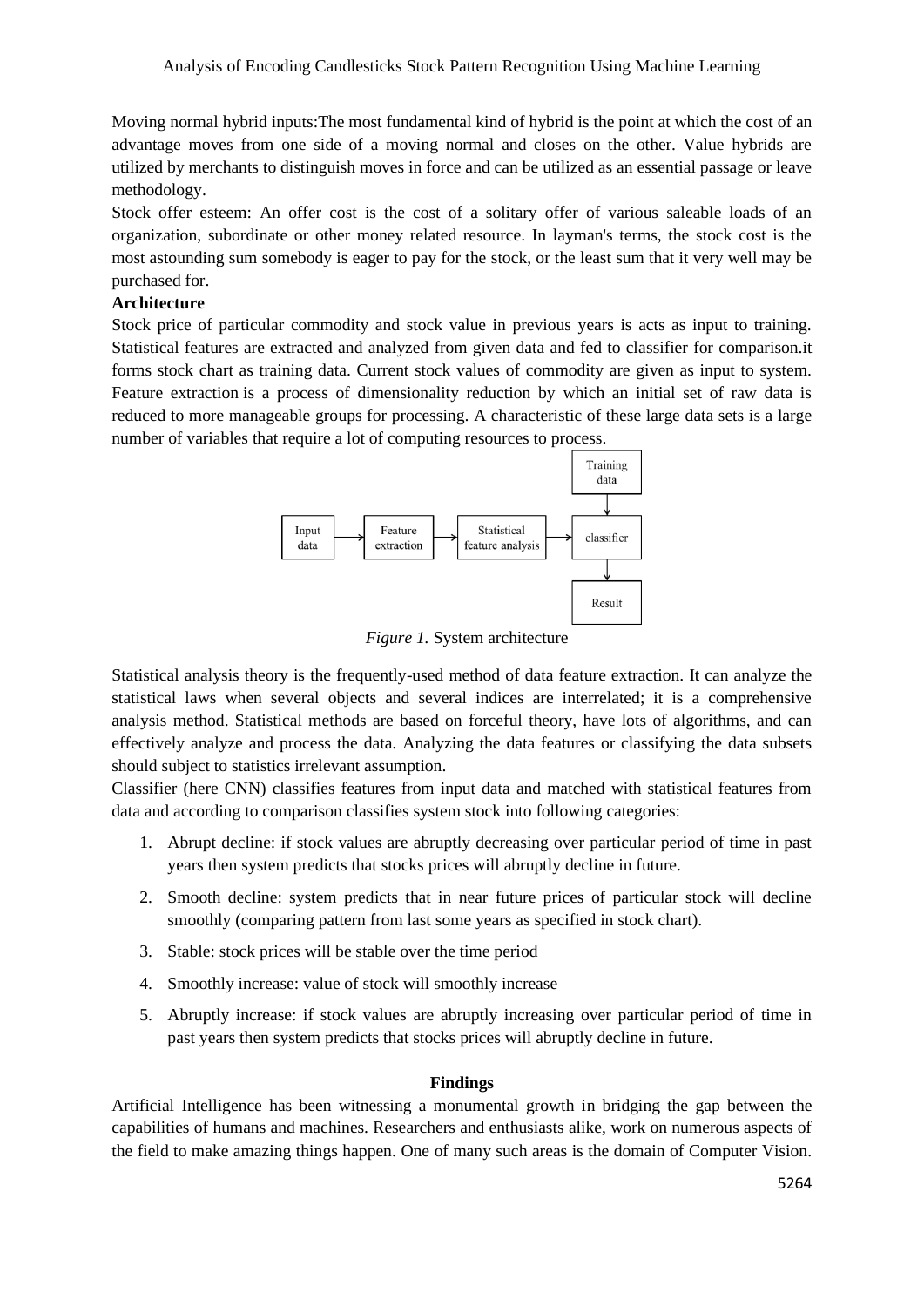Moving normal hybrid inputs:The most fundamental kind of hybrid is the point at which the cost of an advantage moves from one side of a moving normal and closes on the other. Value hybrids are utilized by merchants to distinguish moves in force and can be utilized as an essential passage or leave methodology.

Stock offer esteem: An offer cost is the cost of a solitary offer of various saleable loads of an organization, subordinate or other money related resource. In layman's terms, the stock cost is the most astounding sum somebody is eager to pay for the stock, or the least sum that it very well may be purchased for.

**Architecture**

Stock price of particular commodity and stock value in previous years is acts as input to training. Statistical features are extracted and analyzed from given data and fed to classifier for comparison.it forms stock chart as training data. Current stock values of commodity are given as input to system. Feature extraction is a process of dimensionality reduction by which an initial set of raw data is reduced to more manageable groups for processing. A characteristic of these large data sets is a large number of variables that require a lot of computing resources to process.

*Figure 1.* System architecture

Statistical analysis theory is the frequently-used method of data feature extraction. It can analyze the statistical laws when several objects and several indices are interrelated; it is a comprehensive analysis method. Statistical methods are based on forceful theory, have lots of algorithms, and can effectively analyze and process the data. Analyzing the data features or classifying the data subsets should subject to statistics irrelevant assumption.

Classifier (here CNN) classifies features from input data and matched with statistical features from data and according to comparison classifies system stock into following categories:

1. Abrupt decline: if stock values are abruptly decreasing over particular period of time in past years then system predicts that stocks prices will abruptly decline in future.
2. Smooth decline: system predicts that in near future prices of particular stock will decline smoothly (comparing pattern from last some years as specified in stock chart).
3. Stable: stock prices will be stable over the time period
4. Smoothly increase: value of stock will smoothly increase
5. Abruptly increase: if stock values are abruptly increasing over particular period of time in past years then system predicts that stocks prices will abruptly decline in future.

**Findings**

Artificial Intelligence has been witnessing a monumental growth in bridging the gap between the capabilities of humans and machines. Researchers and enthusiasts alike, work on numerous aspects of the field to make amazing things happen. One of many such areas is the domain of Computer Vision.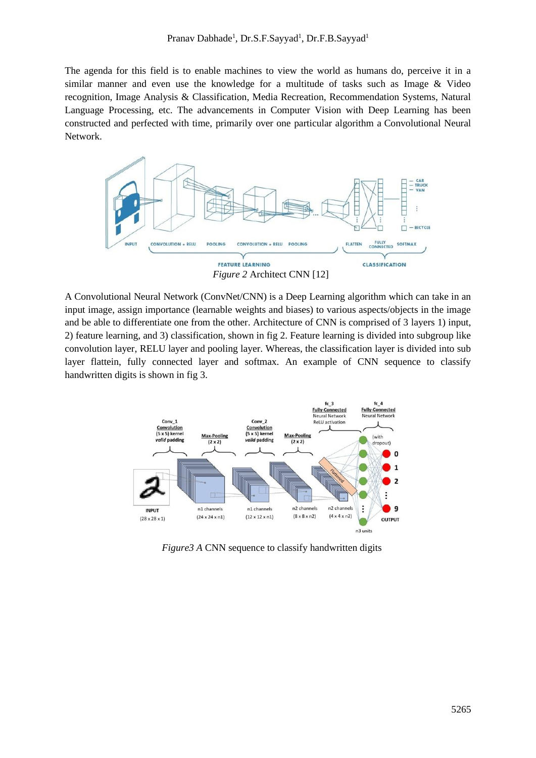The agenda for this field is to enable machines to view the world as humans do, perceive it in a similar manner and even use the knowledge for a multitude of tasks such as Image & Video recognition, Image Analysis & Classification, Media Recreation, Recommendation Systems, Natural Language Processing, etc. The advancements in Computer Vision with Deep Learning has been constructed and perfected with time, primarily over one particular algorithm a Convolutional Neural Network.

*Figure 2* Architect CNN [12]

A Convolutional Neural Network (ConvNet/CNN) is a Deep Learning algorithm which can take in an input image, assign importance (learnable weights and biases) to various aspects/objects in the image and be able to differentiate one from the other. Architecture of CNN is comprised of 3 layers 1) input, 2) feature learning, and 3) classification, shown in fig 2. Feature learning is divided into subgroup like convolution layer, RELU layer and pooling layer. Whereas, the classification layer is divided into sub layer flattein, fully connected layer and softmax. An example of CNN sequence to classify handwritten digits is shown in fig 3.

*Figure3 A* CNN sequence to classify handwritten digits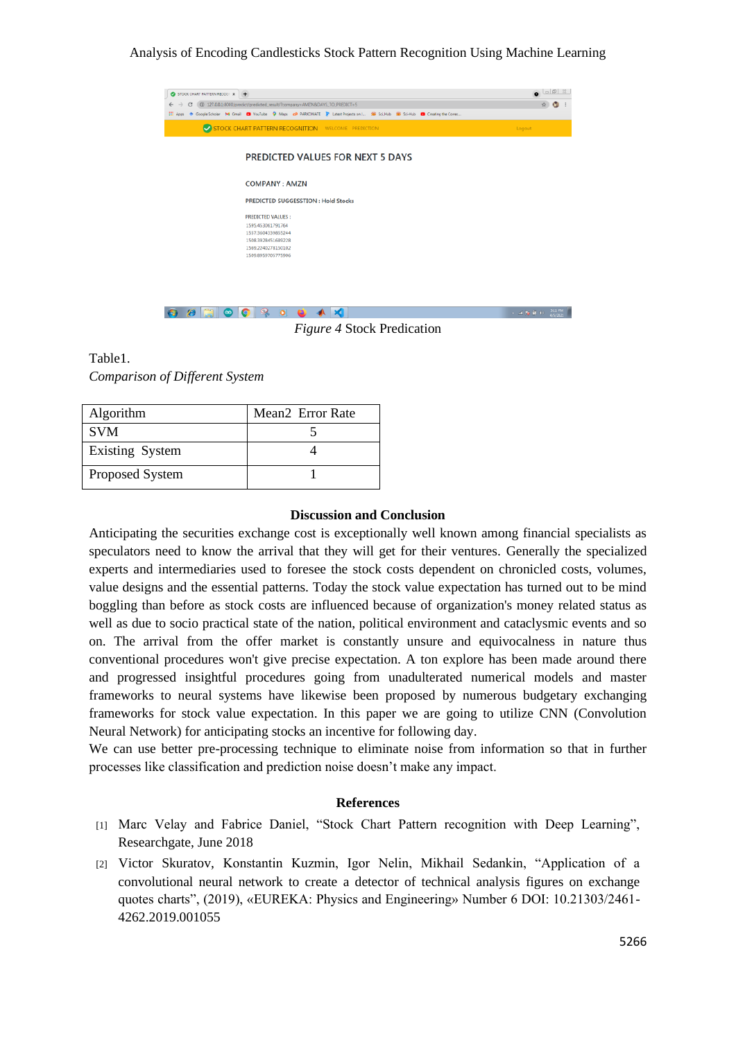*Figure 4* Stock Predication

Table1.

*Comparison of Different System*

| Algorithm | Mean2 Error Rate |
|---|---|
| SVM | 5 |
| Existing System | 4 |
| Proposed System | 1 |

**Discussion and Conclusion**

Anticipating the securities exchange cost is exceptionally well known among financial specialists as speculators need to know the arrival that they will get for their ventures. Generally the specialized experts and intermediaries used to foresee the stock costs dependent on chronicled costs, volumes, value designs and the essential patterns. Today the stock value expectation has turned out to be mind boggling than before as stock costs are influenced because of organization's money related status as well as due to socio practical state of the nation, political environment and cataclysmic events and so on. The arrival from the offer market is constantly unsure and equivocalness in nature thus conventional procedures won't give precise expectation. A ton explore has been made around there and progressed insightful procedures going from unadulterated numerical models and master frameworks to neural systems have likewise been proposed by numerous budgetary exchanging frameworks for stock value expectation. In this paper we are going to utilize CNN (Convolution Neural Network) for anticipating stocks an incentive for following day.

We can use better pre-processing technique to eliminate noise from information so that in further processes like classification and prediction noise doesn't make any impact.

**References**

[1] Marc Velay and Fabrice Daniel, "Stock Chart Pattern recognition with Deep Learning", Researchgate, June 2018

[2] Victor Skuratov, Konstantin Kuzmin, Igor Nelin, Mikhail Sedankin, "Application of a convolutional neural network to create a detector of technical analysis figures on exchange quotes charts", (2019), «EUREKA: Physics and Engineering» Number 6 DOI: 10.21303/2461-4262.2019.001055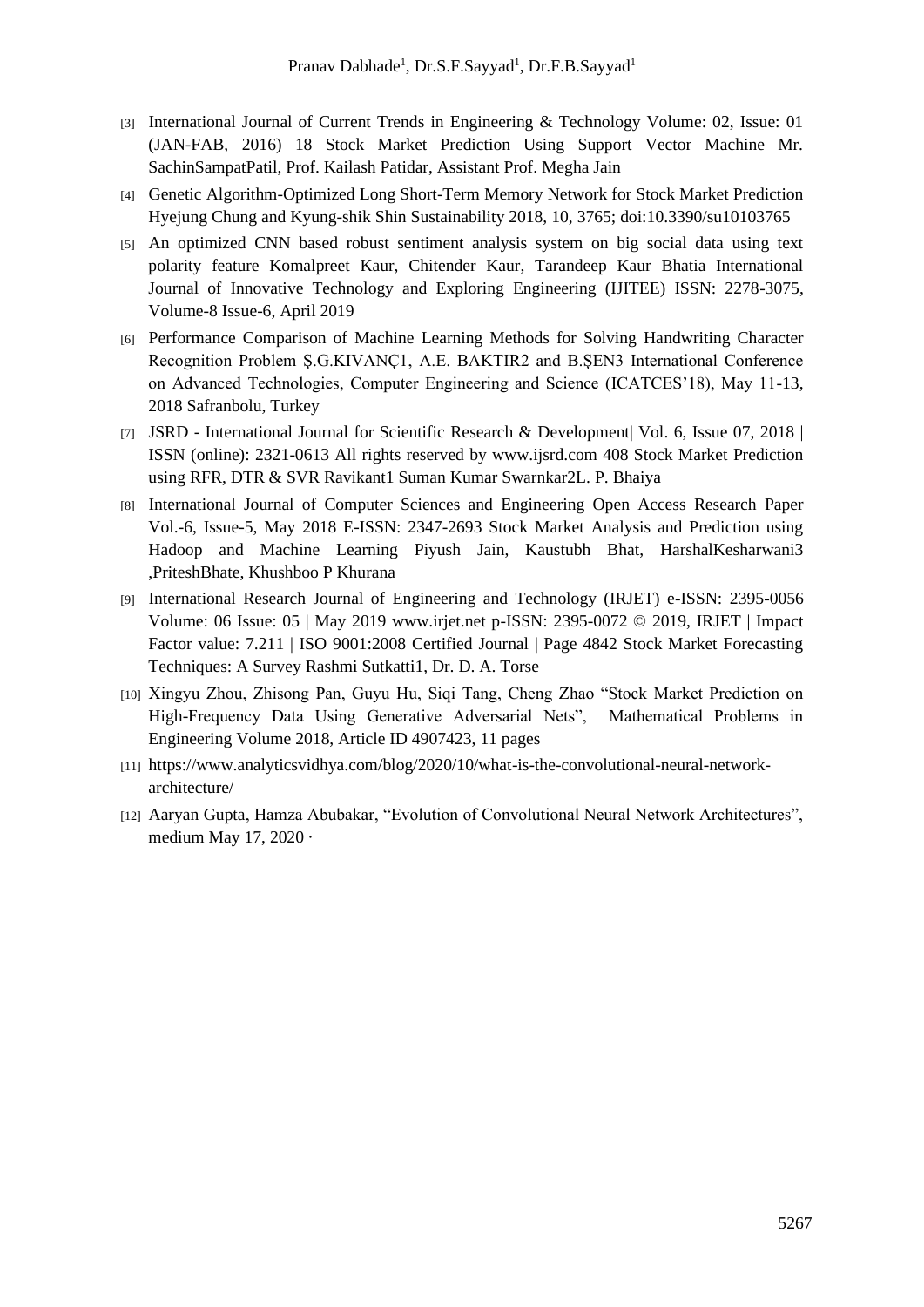[3] International Journal of Current Trends in Engineering & Technology Volume: 02, Issue: 01 (JAN-FAB, 2016) 18 Stock Market Prediction Using Support Vector Machine Mr. SachinSampatPatil, Prof. Kailash Patidar, Assistant Prof. Megha Jain

[4] Genetic Algorithm-Optimized Long Short-Term Memory Network for Stock Market Prediction Hyejung Chung and Kyung-shik Shin Sustainability 2018, 10, 3765; doi:10.3390/su10103765

[5] An optimized CNN based robust sentiment analysis system on big social data using text polarity feature Komalpreet Kaur, Chitender Kaur, Tarandeep Kaur Bhatia International Journal of Innovative Technology and Exploring Engineering (IJITEE) ISSN: 2278-3075, Volume-8 Issue-6, April 2019

[6] Performance Comparison of Machine Learning Methods for Solving Handwriting Character Recognition Problem Ş.G.KIVANÇ1, A.E. BAKTIR2 and B.ŞEN3 International Conference on Advanced Technologies, Computer Engineering and Science (ICATCES'18), May 11-13, 2018 Safranbolu, Turkey

[7] JSRD - International Journal for Scientific Research & Development| Vol. 6, Issue 07, 2018 | ISSN (online): 2321-0613 All rights reserved by www.ijsrd.com 408 Stock Market Prediction using RFR, DTR & SVR Ravikant1 Suman Kumar Swarnkar2L. P. Bhaiya

[8] International Journal of Computer Sciences and Engineering Open Access Research Paper Vol.-6, Issue-5, May 2018 E-ISSN: 2347-2693 Stock Market Analysis and Prediction using Hadoop and Machine Learning Piyush Jain, Kaustubh Bhat, HarshalKesharwani3 ,PriteshBhate, Khushboo P Khurana

[9] International Research Journal of Engineering and Technology (IRJET) e-ISSN: 2395-0056 Volume: 06 Issue: 05 | May 2019 www.irjet.net p-ISSN: 2395-0072 © 2019, IRJET | Impact Factor value: 7.211 | ISO 9001:2008 Certified Journal | Page 4842 Stock Market Forecasting Techniques: A Survey Rashmi Sutkatti1, Dr. D. A. Torse

[10] Xingyu Zhou, Zhisong Pan, Guyu Hu, Siqi Tang, Cheng Zhao "Stock Market Prediction on High-Frequency Data Using Generative Adversarial Nets", Mathematical Problems in Engineering Volume 2018, Article ID 4907423, 11 pages

[11] https://www.analyticsvidhya.com/blog/2020/10/what-is-the-convolutional-neural-network-architecture/

[12] Aaryan Gupta, Hamza Abubakar, "Evolution of Convolutional Neural Network Architectures", medium May 17, 2020 ·